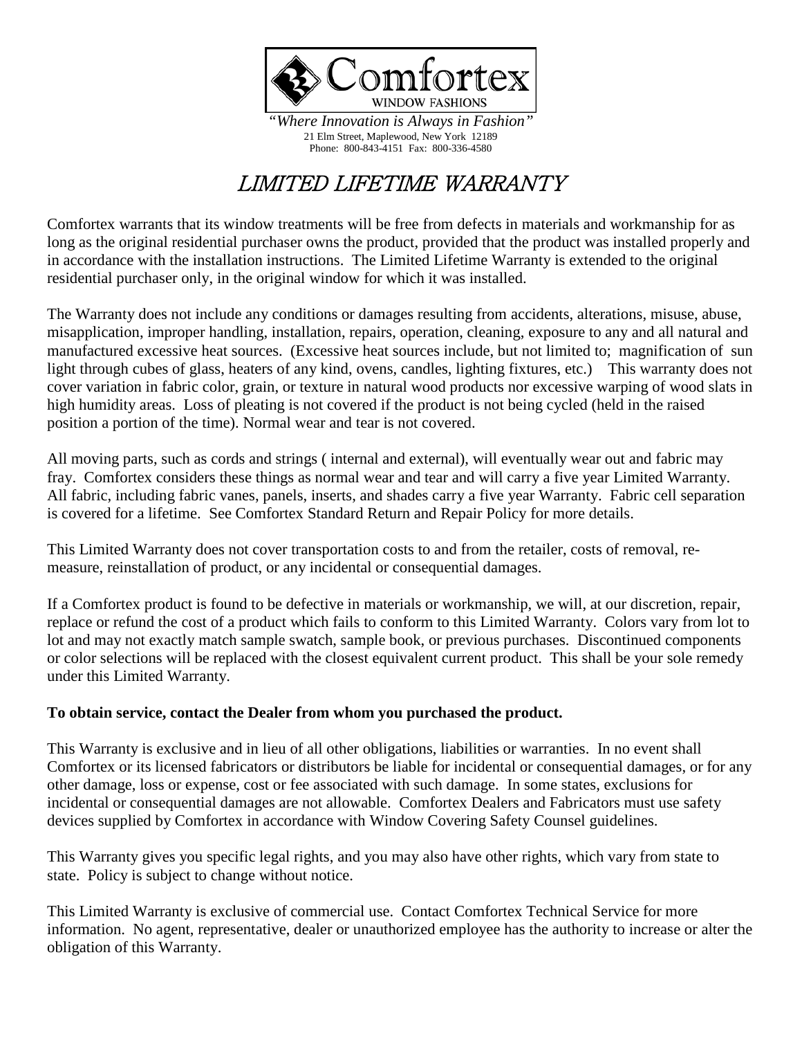Comfortex

WINDOW FASHIONS

*"Where Innovation is Always in Fashion"*

21 Elm Street, Maplewood, New York 12189

Phone: 800-843-4151 Fax: 800-336-4580

# *LIMITED LIFETIME WARRANTY*

Comfortex warrants that its window treatments will be free from defects in materials and workmanship for as long as the original residential purchaser owns the product, provided that the product was installed properly and in accordance with the installation instructions. The Limited Lifetime Warranty is extended to the original residential purchaser only, in the original window for which it was installed.

The Warranty does not include any conditions or damages resulting from accidents, alterations, misuse, abuse, misapplication, improper handling, installation, repairs, operation, cleaning, exposure to any and all natural and manufactured excessive heat sources. (Excessive heat sources include, but not limited to; magnification of sun light through cubes of glass, heaters of any kind, ovens, candles, lighting fixtures, etc.) This warranty does not cover variation in fabric color, grain, or texture in natural wood products nor excessive warping of wood slats in high humidity areas. Loss of pleating is not covered if the product is not being cycled (held in the raised position a portion of the time). Normal wear and tear is not covered.

All moving parts, such as cords and strings ( internal and external), will eventually wear out and fabric may fray. Comfortex considers these things as normal wear and tear and will carry a five year Limited Warranty. All fabric, including fabric vanes, panels, inserts, and shades carry a five year Warranty. Fabric cell separation is covered for a lifetime. See Comfortex Standard Return and Repair Policy for more details.

This Limited Warranty does not cover transportation costs to and from the retailer, costs of removal, re-measure, reinstallation of product, or any incidental or consequential damages.

If a Comfortex product is found to be defective in materials or workmanship, we will, at our discretion, repair, replace or refund the cost of a product which fails to conform to this Limited Warranty. Colors vary from lot to lot and may not exactly match sample swatch, sample book, or previous purchases. Discontinued components or color selections will be replaced with the closest equivalent current product. This shall be your sole remedy under this Limited Warranty.

**To obtain service, contact the Dealer from whom you purchased the product.**

This Warranty is exclusive and in lieu of all other obligations, liabilities or warranties. In no event shall Comfortex or its licensed fabricators or distributors be liable for incidental or consequential damages, or for any other damage, loss or expense, cost or fee associated with such damage. In some states, exclusions for incidental or consequential damages are not allowable. Comfortex Dealers and Fabricators must use safety devices supplied by Comfortex in accordance with Window Covering Safety Counsel guidelines.

This Warranty gives you specific legal rights, and you may also have other rights, which vary from state to state. Policy is subject to change without notice.

This Limited Warranty is exclusive of commercial use. Contact Comfortex Technical Service for more information. No agent, representative, dealer or unauthorized employee has the authority to increase or alter the obligation of this Warranty.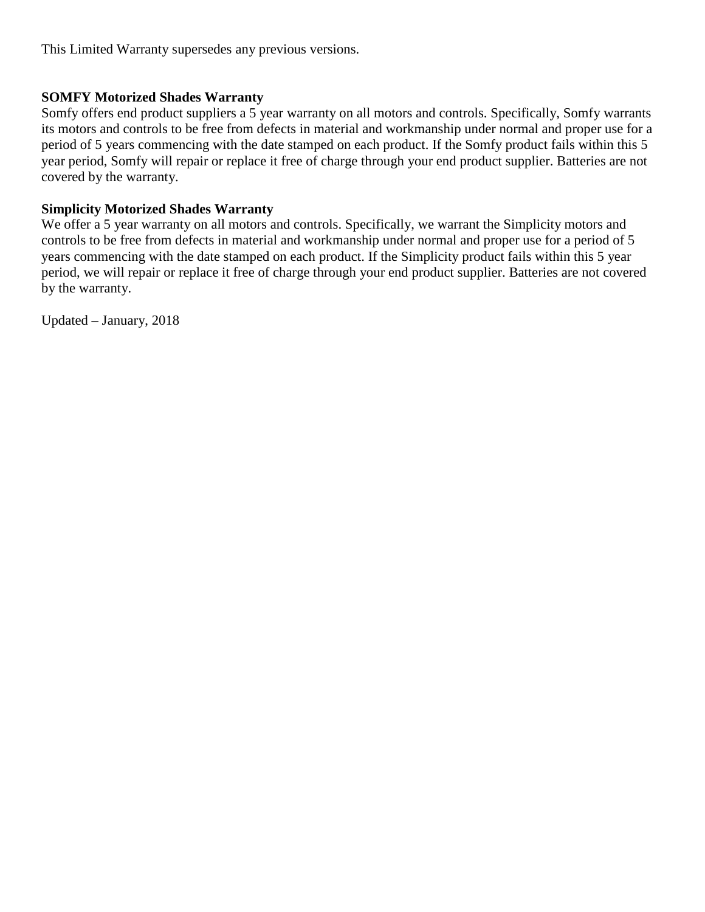This Limited Warranty supersedes any previous versions.

**SOMFY Motorized Shades Warranty**

Somfy offers end product suppliers a 5 year warranty on all motors and controls. Specifically, Somfy warrants its motors and controls to be free from defects in material and workmanship under normal and proper use for a period of 5 years commencing with the date stamped on each product. If the Somfy product fails within this 5 year period, Somfy will repair or replace it free of charge through your end product supplier. Batteries are not covered by the warranty.

**Simplicity Motorized Shades Warranty**

We offer a 5 year warranty on all motors and controls. Specifically, we warrant the Simplicity motors and controls to be free from defects in material and workmanship under normal and proper use for a period of 5 years commencing with the date stamped on each product. If the Simplicity product fails within this 5 year period, we will repair or replace it free of charge through your end product supplier. Batteries are not covered by the warranty.

Updated – January, 2018